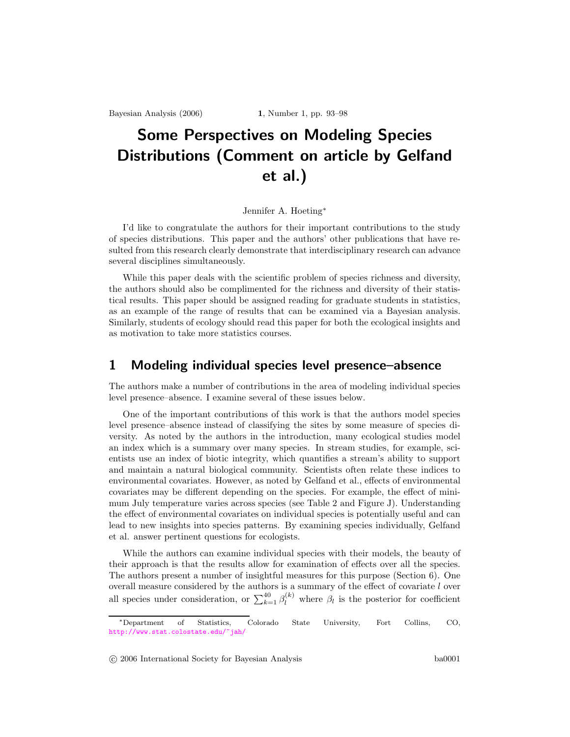# Some Perspectives on Modeling Species Distributions (Comment on article by Gelfand et al.)

Jennifer A. Hoeting[*]

I'd like to congratulate the authors for their important contributions to the study of species distributions. This paper and the authors' other publications that have resulted from this research clearly demonstrate that interdisciplinary research can advance several disciplines simultaneously.

While this paper deals with the scientific problem of species richness and diversity, the authors should also be complimented for the richness and diversity of their statistical results. This paper should be assigned reading for graduate students in statistics, as an example of the range of results that can be examined via a Bayesian analysis. Similarly, students of ecology should read this paper for both the ecological insights and as motivation to take more statistics courses.

## 1 Modeling individual species level presence–absence

The authors make a number of contributions in the area of modeling individual species level presence–absence. I examine several of these issues below.

One of the important contributions of this work is that the authors model species level presence–absence instead of classifying the sites by some measure of species diversity. As noted by the authors in the introduction, many ecological studies model an index which is a summary over many species. In stream studies, for example, scientists use an index of biotic integrity, which quantifies a stream's ability to support and maintain a natural biological community. Scientists often relate these indices to environmental covariates. However, as noted by Gelfand et al., effects of environmental covariates may be different depending on the species. For example, the effect of minimum July temperature varies across species (see Table 2 and Figure J). Understanding the effect of environmental covariates on individual species is potentially useful and can lead to new insights into species patterns. By examining species individually, Gelfand et al. answer pertinent questions for ecologists.

While the authors can examine individual species with their models, the beauty of their approach is that the results allow for examination of effects over all the species. The authors present a number of insightful measures for this purpose (Section 6). One overall measure considered by the authors is a summary of the effect of covariate $l$ over all species under consideration, or $\sum_{k=1}^{40} \beta_l^{(k)}$ where $\beta_l$ is the posterior for coefficient

[*]Department of Statistics, Colorado State University, Fort Collins, CO, http://www.stat.colostate.edu/~jah/

© 2006 International Society for Bayesian Analysis ba0001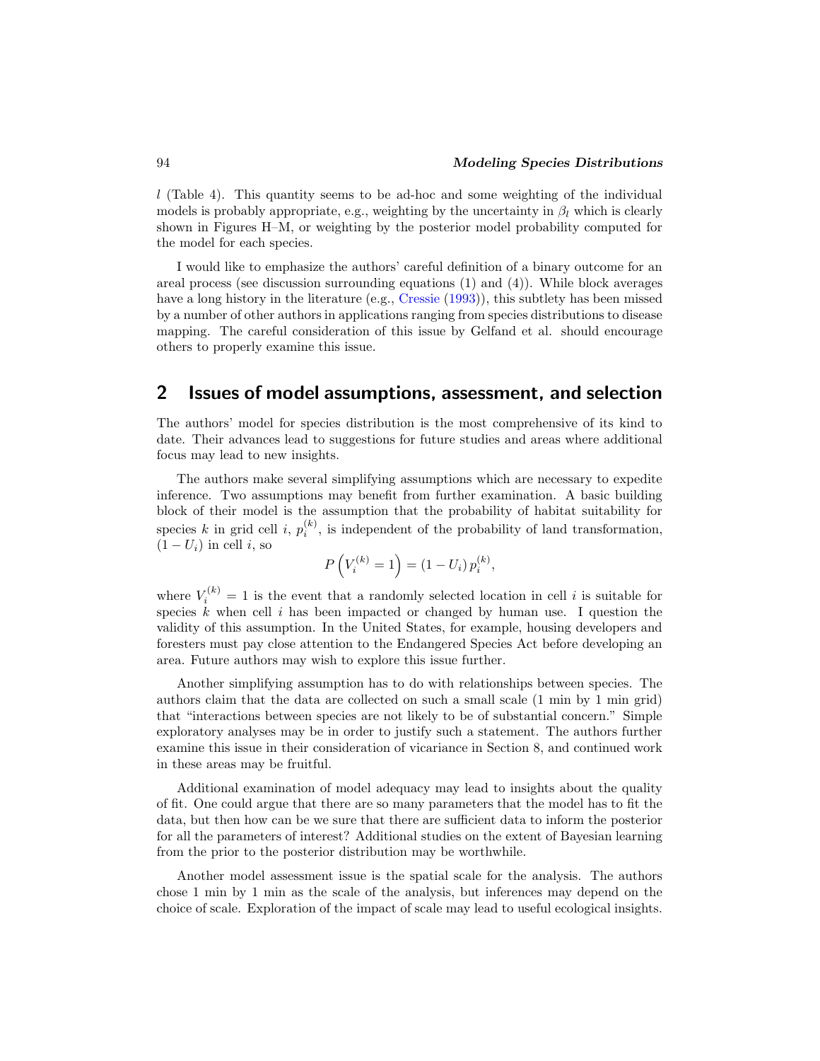$l$ (Table 4). This quantity seems to be ad-hoc and some weighting of the individual models is probably appropriate, e.g., weighting by the uncertainty in $\beta_l$ which is clearly shown in Figures H–M, or weighting by the posterior model probability computed for the model for each species.

I would like to emphasize the authors' careful definition of a binary outcome for an areal process (see discussion surrounding equations (1) and (4)). While block averages have a long history in the literature (e.g., Cressie (1993)), this subtlety has been missed by a number of other authors in applications ranging from species distributions to disease mapping. The careful consideration of this issue by Gelfand et al. should encourage others to properly examine this issue.

## 2 Issues of model assumptions, assessment, and selection

The authors' model for species distribution is the most comprehensive of its kind to date. Their advances lead to suggestions for future studies and areas where additional focus may lead to new insights.

The authors make several simplifying assumptions which are necessary to expedite inference. Two assumptions may benefit from further examination. A basic building block of their model is the assumption that the probability of habitat suitability for species $k$ in grid cell $i$, $p_i^{(k)}$, is independent of the probability of land transformation, $(1 - U_i)$ in cell $i$, so

$$P\left(V_i^{(k)} = 1\right) = (1 - U_i)\, p_i^{(k)},$$

where $V_i^{(k)} = 1$ is the event that a randomly selected location in cell $i$ is suitable for species $k$ when cell $i$ has been impacted or changed by human use. I question the validity of this assumption. In the United States, for example, housing developers and foresters must pay close attention to the Endangered Species Act before developing an area. Future authors may wish to explore this issue further.

Another simplifying assumption has to do with relationships between species. The authors claim that the data are collected on such a small scale (1 min by 1 min grid) that "interactions between species are not likely to be of substantial concern." Simple exploratory analyses may be in order to justify such a statement. The authors further examine this issue in their consideration of vicariance in Section 8, and continued work in these areas may be fruitful.

Additional examination of model adequacy may lead to insights about the quality of fit. One could argue that there are so many parameters that the model has to fit the data, but then how can be we sure that there are sufficient data to inform the posterior for all the parameters of interest? Additional studies on the extent of Bayesian learning from the prior to the posterior distribution may be worthwhile.

Another model assessment issue is the spatial scale for the analysis. The authors chose 1 min by 1 min as the scale of the analysis, but inferences may depend on the choice of scale. Exploration of the impact of scale may lead to useful ecological insights.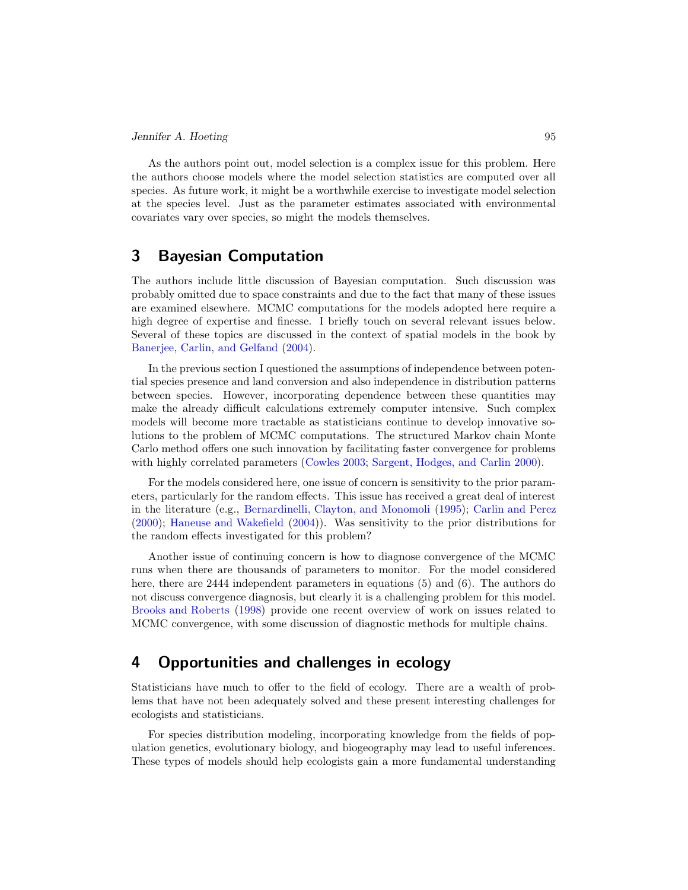As the authors point out, model selection is a complex issue for this problem. Here the authors choose models where the model selection statistics are computed over all species. As future work, it might be a worthwhile exercise to investigate model selection at the species level. Just as the parameter estimates associated with environmental covariates vary over species, so might the models themselves.

## 3 Bayesian Computation

The authors include little discussion of Bayesian computation. Such discussion was probably omitted due to space constraints and due to the fact that many of these issues are examined elsewhere. MCMC computations for the models adopted here require a high degree of expertise and finesse. I briefly touch on several relevant issues below. Several of these topics are discussed in the context of spatial models in the book by Banerjee, Carlin, and Gelfand (2004).

In the previous section I questioned the assumptions of independence between potential species presence and land conversion and also independence in distribution patterns between species. However, incorporating dependence between these quantities may make the already difficult calculations extremely computer intensive. Such complex models will become more tractable as statisticians continue to develop innovative solutions to the problem of MCMC computations. The structured Markov chain Monte Carlo method offers one such innovation by facilitating faster convergence for problems with highly correlated parameters (Cowles 2003; Sargent, Hodges, and Carlin 2000).

For the models considered here, one issue of concern is sensitivity to the prior parameters, particularly for the random effects. This issue has received a great deal of interest in the literature (e.g., Bernardinelli, Clayton, and Monomoli (1995); Carlin and Perez (2000); Haneuse and Wakefield (2004)). Was sensitivity to the prior distributions for the random effects investigated for this problem?

Another issue of continuing concern is how to diagnose convergence of the MCMC runs when there are thousands of parameters to monitor. For the model considered here, there are 2444 independent parameters in equations (5) and (6). The authors do not discuss convergence diagnosis, but clearly it is a challenging problem for this model. Brooks and Roberts (1998) provide one recent overview of work on issues related to MCMC convergence, with some discussion of diagnostic methods for multiple chains.

## 4 Opportunities and challenges in ecology

Statisticians have much to offer to the field of ecology. There are a wealth of problems that have not been adequately solved and these present interesting challenges for ecologists and statisticians.

For species distribution modeling, incorporating knowledge from the fields of population genetics, evolutionary biology, and biogeography may lead to useful inferences. These types of models should help ecologists gain a more fundamental understanding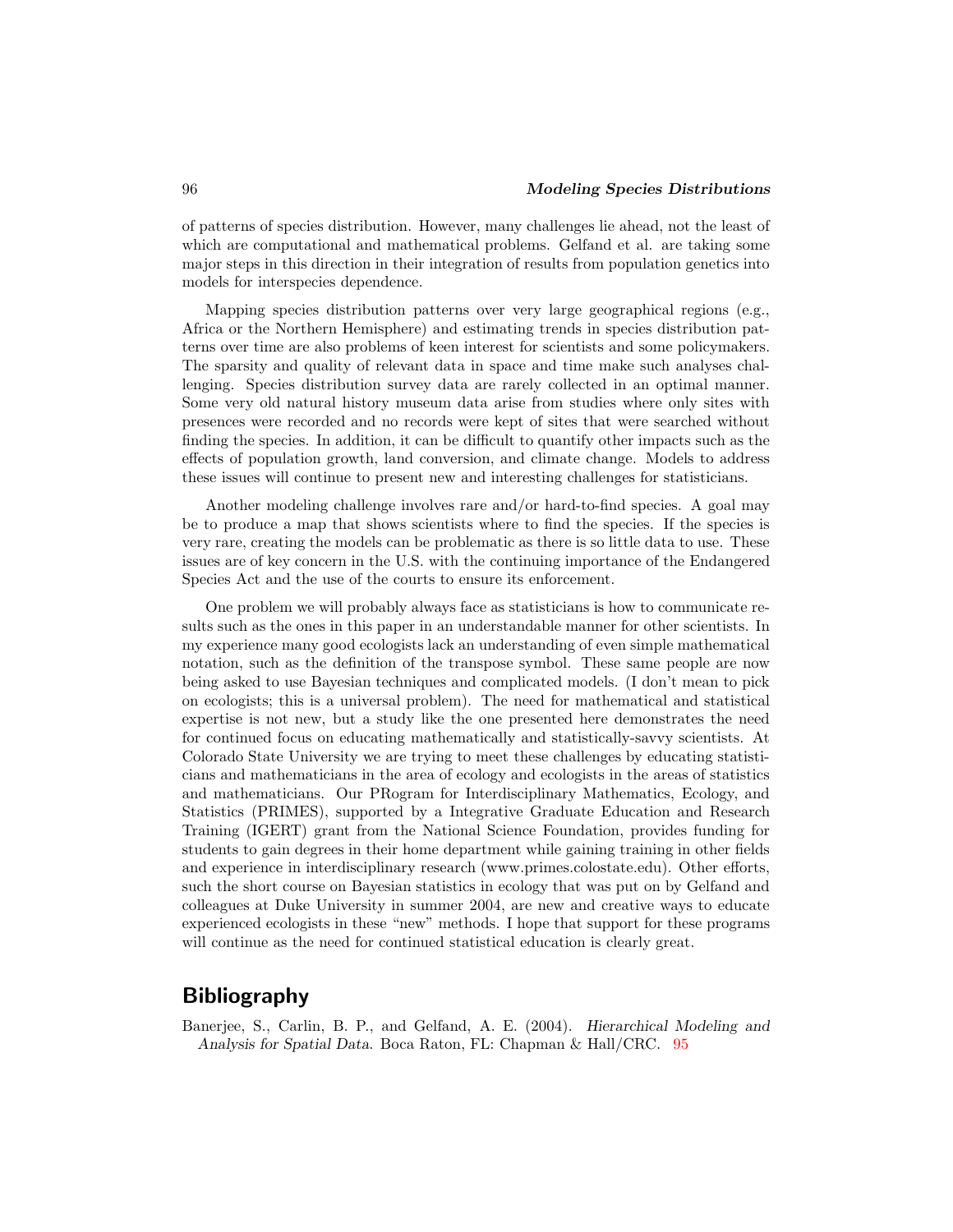of patterns of species distribution. However, many challenges lie ahead, not the least of which are computational and mathematical problems. Gelfand et al. are taking some major steps in this direction in their integration of results from population genetics into models for interspecies dependence.

Mapping species distribution patterns over very large geographical regions (e.g., Africa or the Northern Hemisphere) and estimating trends in species distribution patterns over time are also problems of keen interest for scientists and some policymakers. The sparsity and quality of relevant data in space and time make such analyses challenging. Species distribution survey data are rarely collected in an optimal manner. Some very old natural history museum data arise from studies where only sites with presences were recorded and no records were kept of sites that were searched without finding the species. In addition, it can be difficult to quantify other impacts such as the effects of population growth, land conversion, and climate change. Models to address these issues will continue to present new and interesting challenges for statisticians.

Another modeling challenge involves rare and/or hard-to-find species. A goal may be to produce a map that shows scientists where to find the species. If the species is very rare, creating the models can be problematic as there is so little data to use. These issues are of key concern in the U.S. with the continuing importance of the Endangered Species Act and the use of the courts to ensure its enforcement.

One problem we will probably always face as statisticians is how to communicate results such as the ones in this paper in an understandable manner for other scientists. In my experience many good ecologists lack an understanding of even simple mathematical notation, such as the definition of the transpose symbol. These same people are now being asked to use Bayesian techniques and complicated models. (I don't mean to pick on ecologists; this is a universal problem). The need for mathematical and statistical expertise is not new, but a study like the one presented here demonstrates the need for continued focus on educating mathematically and statistically-savvy scientists. At Colorado State University we are trying to meet these challenges by educating statisticians and mathematicians in the area of ecology and ecologists in the areas of statistics and mathematicians. Our PRogram for Interdisciplinary Mathematics, Ecology, and Statistics (PRIMES), supported by a Integrative Graduate Education and Research Training (IGERT) grant from the National Science Foundation, provides funding for students to gain degrees in their home department while gaining training in other fields and experience in interdisciplinary research (www.primes.colostate.edu). Other efforts, such the short course on Bayesian statistics in ecology that was put on by Gelfand and colleagues at Duke University in summer 2004, are new and creative ways to educate experienced ecologists in these "new" methods. I hope that support for these programs will continue as the need for continued statistical education is clearly great.

## Bibliography

Banerjee, S., Carlin, B. P., and Gelfand, A. E. (2004). *Hierarchical Modeling and Analysis for Spatial Data*. Boca Raton, FL: Chapman & Hall/CRC. 95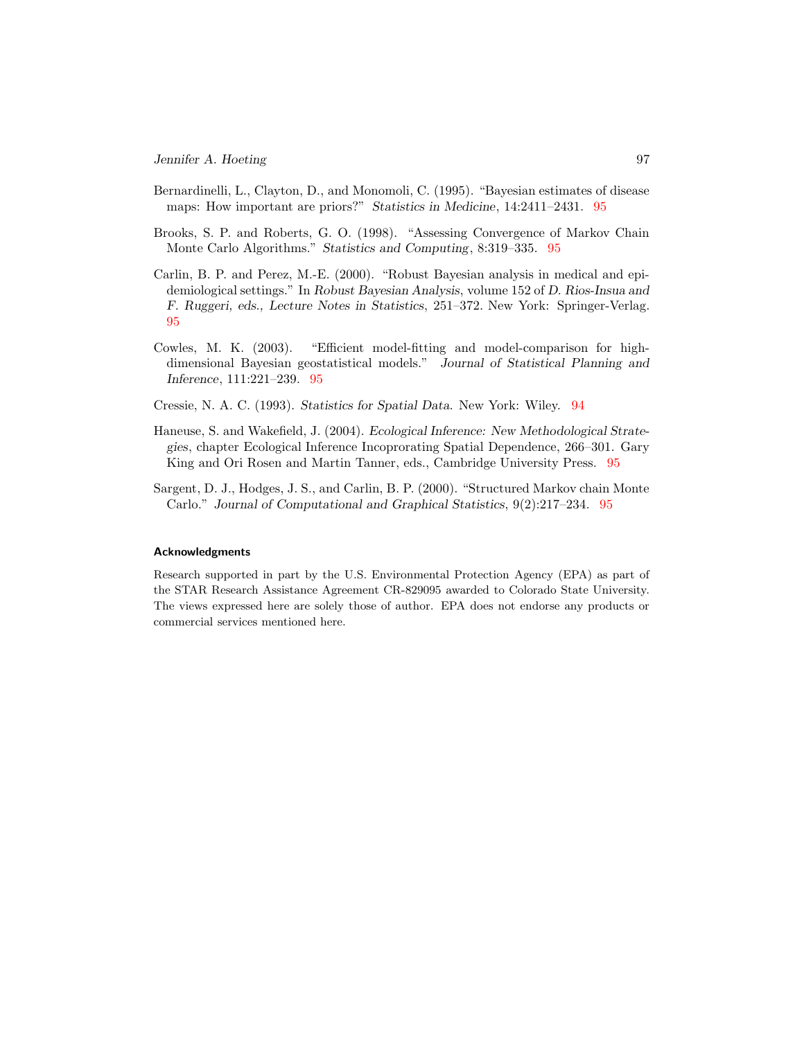Bernardinelli, L., Clayton, D., and Monomoli, C. (1995). "Bayesian estimates of disease maps: How important are priors?" *Statistics in Medicine*, 14:2411–2431. 95

Brooks, S. P. and Roberts, G. O. (1998). "Assessing Convergence of Markov Chain Monte Carlo Algorithms." *Statistics and Computing*, 8:319–335. 95

Carlin, B. P. and Perez, M.-E. (2000). "Robust Bayesian analysis in medical and epidemiological settings." In *Robust Bayesian Analysis*, volume 152 of *D. Rios-Insua and F. Ruggeri, eds., Lecture Notes in Statistics*, 251–372. New York: Springer-Verlag. 95

Cowles, M. K. (2003). "Efficient model-fitting and model-comparison for high-dimensional Bayesian geostatistical models." *Journal of Statistical Planning and Inference*, 111:221–239. 95

Cressie, N. A. C. (1993). *Statistics for Spatial Data*. New York: Wiley. 94

Haneuse, S. and Wakefield, J. (2004). *Ecological Inference: New Methodological Strategies*, chapter Ecological Inference Incoprorating Spatial Dependence, 266–301. Gary King and Ori Rosen and Martin Tanner, eds., Cambridge University Press. 95

Sargent, D. J., Hodges, J. S., and Carlin, B. P. (2000). "Structured Markov chain Monte Carlo." *Journal of Computational and Graphical Statistics*, 9(2):217–234. 95

## Acknowledgments

Research supported in part by the U.S. Environmental Protection Agency (EPA) as part of the STAR Research Assistance Agreement CR-829095 awarded to Colorado State University. The views expressed here are solely those of author. EPA does not endorse any products or commercial services mentioned here.